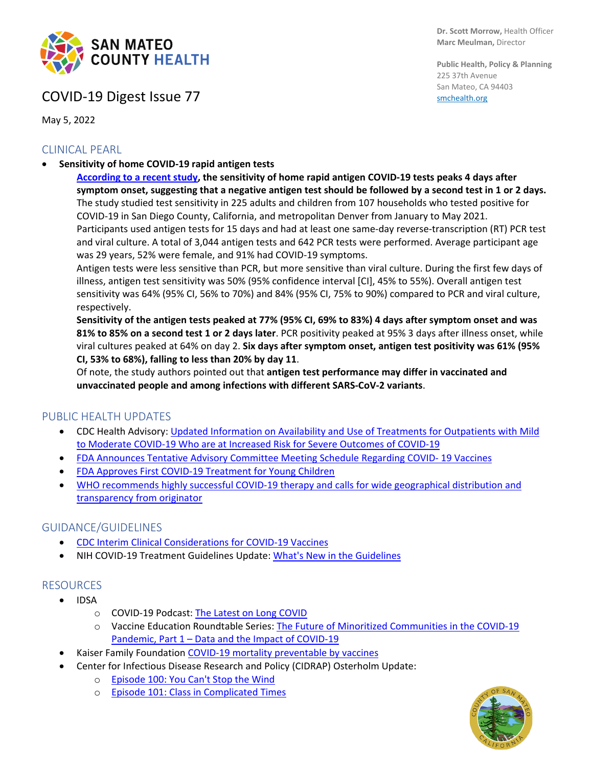**SAN MATEO COUNTY HEALTH**

**Dr. Scott Morrow,** Health Officer
**Marc Meulman,** Director

**Public Health, Policy & Planning**
225 37th Avenue
San Mateo, CA 94403
smchealth.org

# COVID-19 Digest Issue 77

May 5, 2022

## CLINICAL PEARL

- **Sensitivity of home COVID-19 rapid antigen tests**

  **According to a recent study, the sensitivity of home rapid antigen COVID-19 tests peaks 4 days after symptom onset, suggesting that a negative antigen test should be followed by a second test in 1 or 2 days.** The study studied test sensitivity in 225 adults and children from 107 households who tested positive for COVID-19 in San Diego County, California, and metropolitan Denver from January to May 2021.

  Participants used antigen tests for 15 days and had at least one same-day reverse-transcription (RT) PCR test and viral culture. A total of 3,044 antigen tests and 642 PCR tests were performed. Average participant age was 29 years, 52% were female, and 91% had COVID-19 symptoms.

  Antigen tests were less sensitive than PCR, but more sensitive than viral culture. During the first few days of illness, antigen test sensitivity was 50% (95% confidence interval [CI], 45% to 55%). Overall antigen test sensitivity was 64% (95% CI, 56% to 70%) and 84% (95% CI, 75% to 90%) compared to PCR and viral culture, respectively.

  **Sensitivity of the antigen tests peaked at 77% (95% CI, 69% to 83%) 4 days after symptom onset and was 81% to 85% on a second test 1 or 2 days later**. PCR positivity peaked at 95% 3 days after illness onset, while viral cultures peaked at 64% on day 2. **Six days after symptom onset, antigen test positivity was 61% (95% CI, 53% to 68%), falling to less than 20% by day 11**.

  Of note, the study authors pointed out that **antigen test performance may differ in vaccinated and unvaccinated people and among infections with different SARS-CoV-2 variants**.

## PUBLIC HEALTH UPDATES

- CDC Health Advisory: Updated Information on Availability and Use of Treatments for Outpatients with Mild to Moderate COVID-19 Who are at Increased Risk for Severe Outcomes of COVID-19
- FDA Announces Tentative Advisory Committee Meeting Schedule Regarding COVID- 19 Vaccines
- FDA Approves First COVID-19 Treatment for Young Children
- WHO recommends highly successful COVID-19 therapy and calls for wide geographical distribution and transparency from originator

## GUIDANCE/GUIDELINES

- CDC Interim Clinical Considerations for COVID-19 Vaccines
- NIH COVID-19 Treatment Guidelines Update: What's New in the Guidelines

## RESOURCES

- IDSA
  - COVID-19 Podcast: The Latest on Long COVID
  - Vaccine Education Roundtable Series: The Future of Minoritized Communities in the COVID-19 Pandemic, Part 1 – Data and the Impact of COVID-19
- Kaiser Family Foundation COVID-19 mortality preventable by vaccines
- Center for Infectious Disease Research and Policy (CIDRAP) Osterholm Update:
  - Episode 100: You Can't Stop the Wind
  - Episode 101: Class in Complicated Times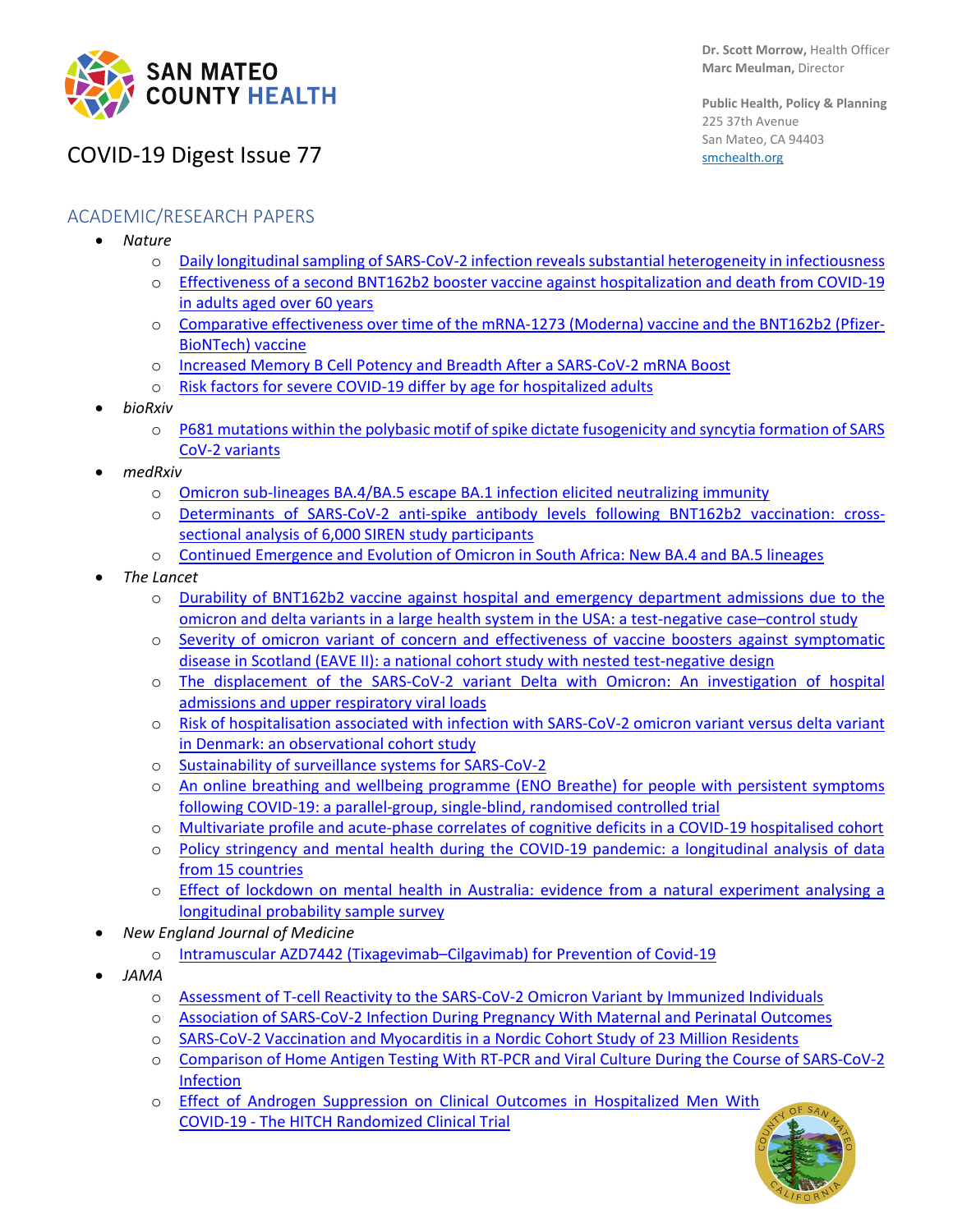# COVID-19 Digest Issue 77

Dr. Scott Morrow, Health Officer
Marc Meulman, Director

Public Health, Policy & Planning
225 37th Avenue
San Mateo, CA 94403
smchealth.org

## ACADEMIC/RESEARCH PAPERS

- *Nature*
  - Daily longitudinal sampling of SARS-CoV-2 infection reveals substantial heterogeneity in infectiousness
  - Effectiveness of a second BNT162b2 booster vaccine against hospitalization and death from COVID-19 in adults aged over 60 years
  - Comparative effectiveness over time of the mRNA-1273 (Moderna) vaccine and the BNT162b2 (Pfizer-BioNTech) vaccine
  - Increased Memory B Cell Potency and Breadth After a SARS-CoV-2 mRNA Boost
  - Risk factors for severe COVID-19 differ by age for hospitalized adults
- *bioRxiv*
  - P681 mutations within the polybasic motif of spike dictate fusogenicity and syncytia formation of SARS CoV-2 variants
- *medRxiv*
  - Omicron sub-lineages BA.4/BA.5 escape BA.1 infection elicited neutralizing immunity
  - Determinants of SARS-CoV-2 anti-spike antibody levels following BNT162b2 vaccination: cross-sectional analysis of 6,000 SIREN study participants
  - Continued Emergence and Evolution of Omicron in South Africa: New BA.4 and BA.5 lineages
- *The Lancet*
  - Durability of BNT162b2 vaccine against hospital and emergency department admissions due to the omicron and delta variants in a large health system in the USA: a test-negative case–control study
  - Severity of omicron variant of concern and effectiveness of vaccine boosters against symptomatic disease in Scotland (EAVE II): a national cohort study with nested test-negative design
  - The displacement of the SARS-CoV-2 variant Delta with Omicron: An investigation of hospital admissions and upper respiratory viral loads
  - Risk of hospitalisation associated with infection with SARS-CoV-2 omicron variant versus delta variant in Denmark: an observational cohort study
  - Sustainability of surveillance systems for SARS-CoV-2
  - An online breathing and wellbeing programme (ENO Breathe) for people with persistent symptoms following COVID-19: a parallel-group, single-blind, randomised controlled trial
  - Multivariate profile and acute-phase correlates of cognitive deficits in a COVID-19 hospitalised cohort
  - Policy stringency and mental health during the COVID-19 pandemic: a longitudinal analysis of data from 15 countries
  - Effect of lockdown on mental health in Australia: evidence from a natural experiment analysing a longitudinal probability sample survey
- *New England Journal of Medicine*
  - Intramuscular AZD7442 (Tixagevimab–Cilgavimab) for Prevention of Covid-19
- *JAMA*
  - Assessment of T-cell Reactivity to the SARS-CoV-2 Omicron Variant by Immunized Individuals
  - Association of SARS-CoV-2 Infection During Pregnancy With Maternal and Perinatal Outcomes
  - SARS-CoV-2 Vaccination and Myocarditis in a Nordic Cohort Study of 23 Million Residents
  - Comparison of Home Antigen Testing With RT-PCR and Viral Culture During the Course of SARS-CoV-2 Infection
  - Effect of Androgen Suppression on Clinical Outcomes in Hospitalized Men With COVID-19 - The HITCH Randomized Clinical Trial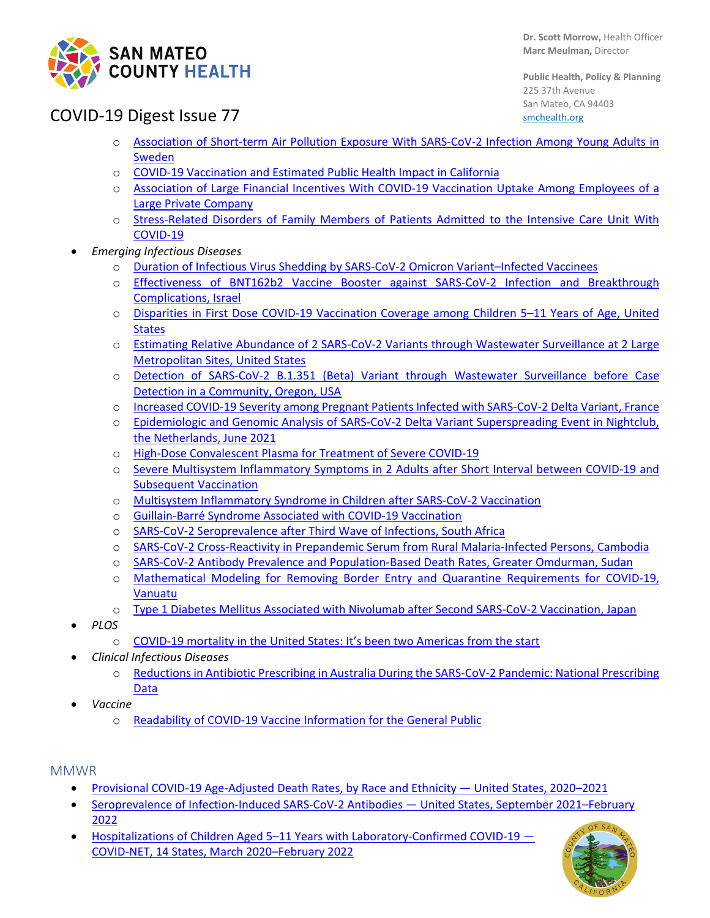- Association of Short-term Air Pollution Exposure With SARS-CoV-2 Infection Among Young Adults in Sweden
  - COVID-19 Vaccination and Estimated Public Health Impact in California
  - Association of Large Financial Incentives With COVID-19 Vaccination Uptake Among Employees of a Large Private Company
  - Stress-Related Disorders of Family Members of Patients Admitted to the Intensive Care Unit With COVID-19
- *Emerging Infectious Diseases*
  - Duration of Infectious Virus Shedding by SARS-CoV-2 Omicron Variant–Infected Vaccinees
  - Effectiveness of BNT162b2 Vaccine Booster against SARS-CoV-2 Infection and Breakthrough Complications, Israel
  - Disparities in First Dose COVID-19 Vaccination Coverage among Children 5–11 Years of Age, United States
  - Estimating Relative Abundance of 2 SARS-CoV-2 Variants through Wastewater Surveillance at 2 Large Metropolitan Sites, United States
  - Detection of SARS-CoV-2 B.1.351 (Beta) Variant through Wastewater Surveillance before Case Detection in a Community, Oregon, USA
  - Increased COVID-19 Severity among Pregnant Patients Infected with SARS-CoV-2 Delta Variant, France
  - Epidemiologic and Genomic Analysis of SARS-CoV-2 Delta Variant Superspreading Event in Nightclub, the Netherlands, June 2021
  - High-Dose Convalescent Plasma for Treatment of Severe COVID-19
  - Severe Multisystem Inflammatory Symptoms in 2 Adults after Short Interval between COVID-19 and Subsequent Vaccination
  - Multisystem Inflammatory Syndrome in Children after SARS-CoV-2 Vaccination
  - Guillain-Barré Syndrome Associated with COVID-19 Vaccination
  - SARS-CoV-2 Seroprevalence after Third Wave of Infections, South Africa
  - SARS-CoV-2 Cross-Reactivity in Prepandemic Serum from Rural Malaria-Infected Persons, Cambodia
  - SARS-CoV-2 Antibody Prevalence and Population-Based Death Rates, Greater Omdurman, Sudan
  - Mathematical Modeling for Removing Border Entry and Quarantine Requirements for COVID-19, Vanuatu
  - Type 1 Diabetes Mellitus Associated with Nivolumab after Second SARS-CoV-2 Vaccination, Japan
- *PLOS*
  - COVID-19 mortality in the United States: It's been two Americas from the start
- *Clinical Infectious Diseases*
  - Reductions in Antibiotic Prescribing in Australia During the SARS-CoV-2 Pandemic: National Prescribing Data
- *Vaccine*
  - Readability of COVID-19 Vaccine Information for the General Public

## MMWR

- Provisional COVID-19 Age-Adjusted Death Rates, by Race and Ethnicity — United States, 2020–2021
- Seroprevalence of Infection-Induced SARS-CoV-2 Antibodies — United States, September 2021–February 2022
- Hospitalizations of Children Aged 5–11 Years with Laboratory-Confirmed COVID-19 — COVID-NET, 14 States, March 2020–February 2022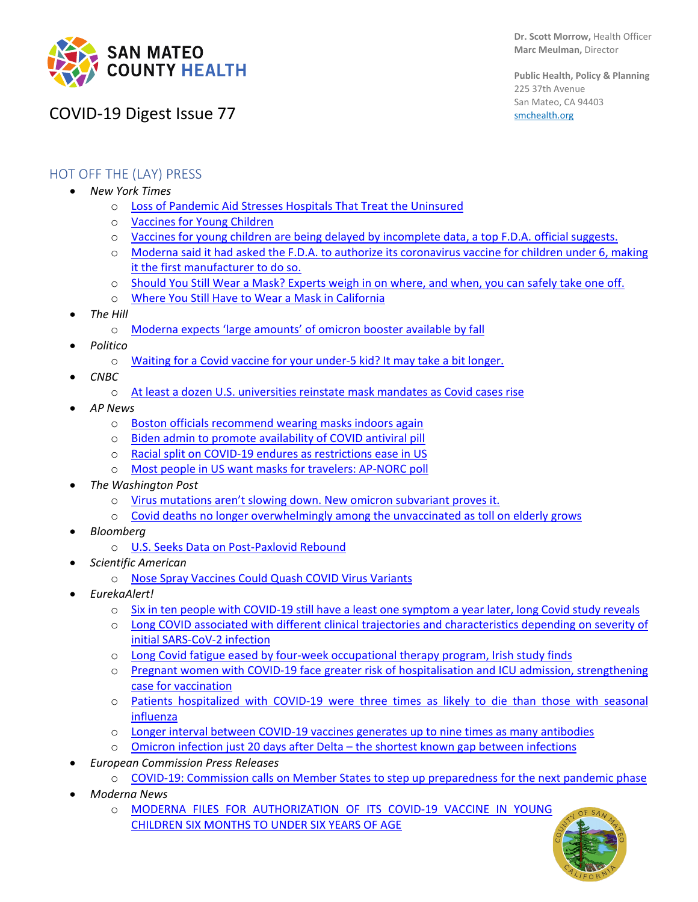# SAN MATEO COUNTY HEALTH

**Dr. Scott Morrow,** Health Officer
**Marc Meulman,** Director

**Public Health, Policy & Planning**
225 37th Avenue
San Mateo, CA 94403
smchealth.org

## COVID-19 Digest Issue 77

### HOT OFF THE (LAY) PRESS

- *New York Times*
  - Loss of Pandemic Aid Stresses Hospitals That Treat the Uninsured
  - Vaccines for Young Children
  - Vaccines for young children are being delayed by incomplete data, a top F.D.A. official suggests.
  - Moderna said it had asked the F.D.A. to authorize its coronavirus vaccine for children under 6, making it the first manufacturer to do so.
  - Should You Still Wear a Mask? Experts weigh in on where, and when, you can safely take one off.
  - Where You Still Have to Wear a Mask in California
- *The Hill*
  - Moderna expects 'large amounts' of omicron booster available by fall
- *Politico*
  - Waiting for a Covid vaccine for your under-5 kid? It may take a bit longer.
- *CNBC*
  - At least a dozen U.S. universities reinstate mask mandates as Covid cases rise
- *AP News*
  - Boston officials recommend wearing masks indoors again
  - Biden admin to promote availability of COVID antiviral pill
  - Racial split on COVID-19 endures as restrictions ease in US
  - Most people in US want masks for travelers: AP-NORC poll
- *The Washington Post*
  - Virus mutations aren't slowing down. New omicron subvariant proves it.
  - Covid deaths no longer overwhelmingly among the unvaccinated as toll on elderly grows
- *Bloomberg*
  - U.S. Seeks Data on Post-Paxlovid Rebound
- *Scientific American*
  - Nose Spray Vaccines Could Quash COVID Virus Variants
- *EurekaAlert!*
  - Six in ten people with COVID-19 still have a least one symptom a year later, long Covid study reveals
  - Long COVID associated with different clinical trajectories and characteristics depending on severity of initial SARS-CoV-2 infection
  - Long Covid fatigue eased by four-week occupational therapy program, Irish study finds
  - Pregnant women with COVID-19 face greater risk of hospitalisation and ICU admission, strengthening case for vaccination
  - Patients hospitalized with COVID-19 were three times as likely to die than those with seasonal influenza
  - Longer interval between COVID-19 vaccines generates up to nine times as many antibodies
  - Omicron infection just 20 days after Delta – the shortest known gap between infections
- *European Commission Press Releases*
  - COVID-19: Commission calls on Member States to step up preparedness for the next pandemic phase
- *Moderna News*
  - MODERNA FILES FOR AUTHORIZATION OF ITS COVID-19 VACCINE IN YOUNG CHILDREN SIX MONTHS TO UNDER SIX YEARS OF AGE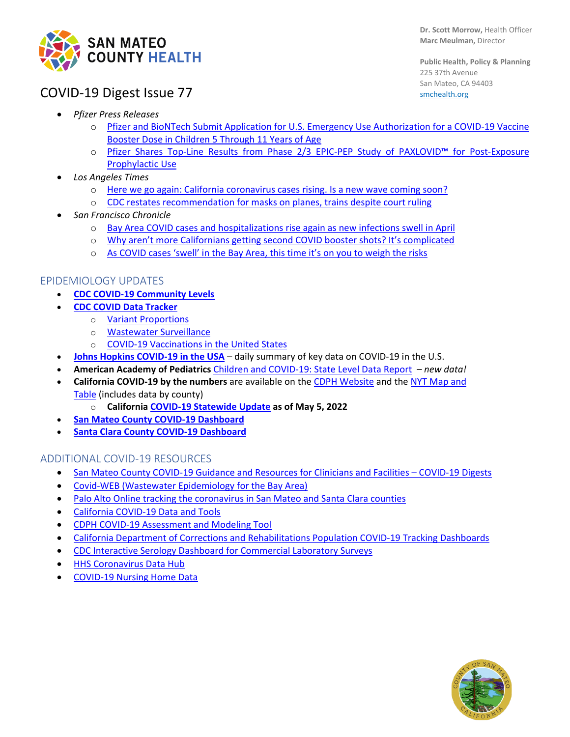# COVID-19 Digest Issue 77

- *Pfizer Press Releases*
  - Pfizer and BioNTech Submit Application for U.S. Emergency Use Authorization for a COVID-19 Vaccine Booster Dose in Children 5 Through 11 Years of Age
  - Pfizer Shares Top-Line Results from Phase 2/3 EPIC-PEP Study of PAXLOVID™ for Post-Exposure Prophylactic Use
- *Los Angeles Times*
  - Here we go again: California coronavirus cases rising. Is a new wave coming soon?
  - CDC restates recommendation for masks on planes, trains despite court ruling
- *San Francisco Chronicle*
  - Bay Area COVID cases and hospitalizations rise again as new infections swell in April
  - Why aren't more Californians getting second COVID booster shots? It's complicated
  - As COVID cases 'swell' in the Bay Area, this time it's on you to weigh the risks

## EPIDEMIOLOGY UPDATES

- **CDC COVID-19 Community Levels**
- **CDC COVID Data Tracker**
  - Variant Proportions
  - Wastewater Surveillance
  - COVID-19 Vaccinations in the United States
- **Johns Hopkins COVID-19 in the USA** – daily summary of key data on COVID-19 in the U.S.
- **American Academy of Pediatrics** Children and COVID-19: State Level Data Report – *new data!*
- **California COVID-19 by the numbers** are available on the CDPH Website and the NYT Map and Table (includes data by county)
  - **California COVID-19 Statewide Update as of May 5, 2022**
- **San Mateo County COVID-19 Dashboard**
- **Santa Clara County COVID-19 Dashboard**

## ADDITIONAL COVID-19 RESOURCES

- San Mateo County COVID-19 Guidance and Resources for Clinicians and Facilities – COVID-19 Digests
- Covid-WEB (Wastewater Epidemiology for the Bay Area)
- Palo Alto Online tracking the coronavirus in San Mateo and Santa Clara counties
- California COVID-19 Data and Tools
- CDPH COVID-19 Assessment and Modeling Tool
- California Department of Corrections and Rehabilitations Population COVID-19 Tracking Dashboards
- CDC Interactive Serology Dashboard for Commercial Laboratory Surveys
- HHS Coronavirus Data Hub
- COVID-19 Nursing Home Data